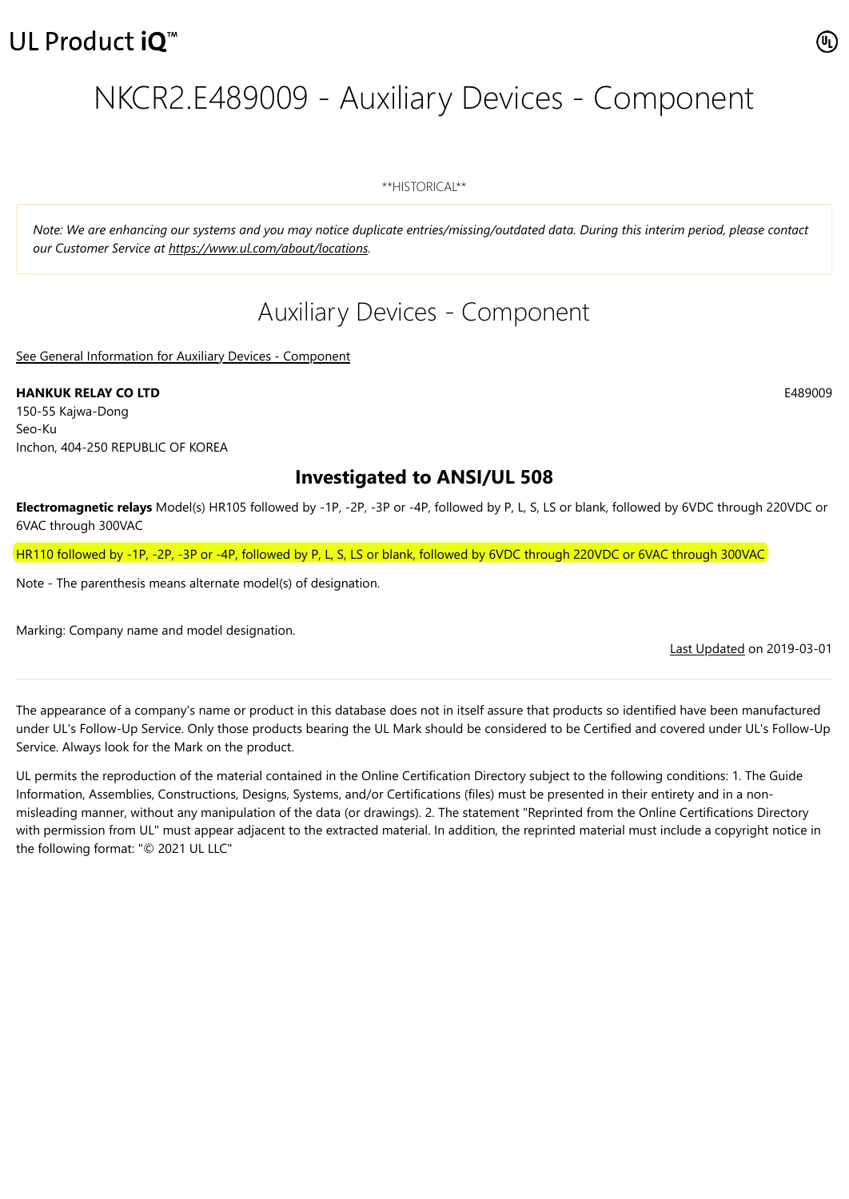UL Product iQ™

# NKCR2.E489009 - Auxiliary Devices - Component

**HISTORICAL**

*Note: We are enhancing our systems and you may notice duplicate entries/missing/outdated data. During this interim period, please contact our Customer Service at https://www.ul.com/about/locations.*

## Auxiliary Devices - Component

See General Information for Auxiliary Devices - Component

**HANKUK RELAY CO LTD** E489009
150-55 Kajwa-Dong
Seo-Ku
Inchon, 404-250 REPUBLIC OF KOREA

### Investigated to ANSI/UL 508

**Electromagnetic relays** Model(s) HR105 followed by -1P, -2P, -3P or -4P, followed by P, L, S, LS or blank, followed by 6VDC through 220VDC or 6VAC through 300VAC

HR110 followed by -1P, -2P, -3P or -4P, followed by P, L, S, LS or blank, followed by 6VDC through 220VDC or 6VAC through 300VAC

Note - The parenthesis means alternate model(s) of designation.

Marking: Company name and model designation.

Last Updated on 2019-03-01

---

The appearance of a company's name or product in this database does not in itself assure that products so identified have been manufactured under UL's Follow-Up Service. Only those products bearing the UL Mark should be considered to be Certified and covered under UL's Follow-Up Service. Always look for the Mark on the product.

UL permits the reproduction of the material contained in the Online Certification Directory subject to the following conditions: 1. The Guide Information, Assemblies, Constructions, Designs, Systems, and/or Certifications (files) must be presented in their entirety and in a non-misleading manner, without any manipulation of the data (or drawings). 2. The statement "Reprinted from the Online Certifications Directory with permission from UL" must appear adjacent to the extracted material. In addition, the reprinted material must include a copyright notice in the following format: "© 2021 UL LLC"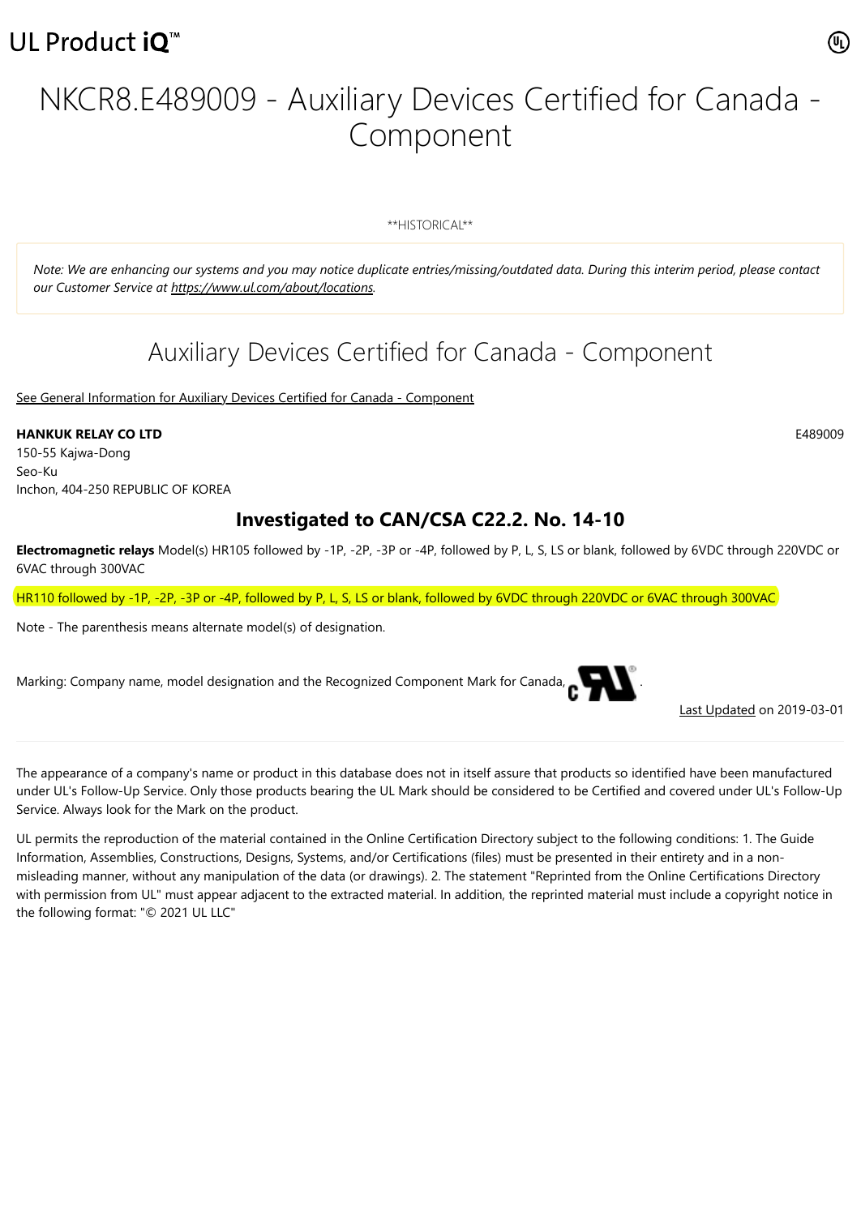UL Product iQ™

# NKCR8.E489009 - Auxiliary Devices Certified for Canada - Component

**HISTORICAL**

*Note: We are enhancing our systems and you may notice duplicate entries/missing/outdated data. During this interim period, please contact our Customer Service at https://www.ul.com/about/locations.*

## Auxiliary Devices Certified for Canada - Component

See General Information for Auxiliary Devices Certified for Canada - Component

**HANKUK RELAY CO LTD**
150-55 Kajwa-Dong
Seo-Ku
Inchon, 404-250 REPUBLIC OF KOREA

E489009

### Investigated to CAN/CSA C22.2. No. 14-10

**Electromagnetic relays** Model(s) HR105 followed by -1P, -2P, -3P or -4P, followed by P, L, S, LS or blank, followed by 6VDC through 220VDC or 6VAC through 300VAC

HR110 followed by -1P, -2P, -3P or -4P, followed by P, L, S, LS or blank, followed by 6VDC through 220VDC or 6VAC through 300VAC

Note - The parenthesis means alternate model(s) of designation.

Marking: Company name, model designation and the Recognized Component Mark for Canada, .

Last Updated on 2019-03-01

---

The appearance of a company's name or product in this database does not in itself assure that products so identified have been manufactured under UL's Follow-Up Service. Only those products bearing the UL Mark should be considered to be Certified and covered under UL's Follow-Up Service. Always look for the Mark on the product.

UL permits the reproduction of the material contained in the Online Certification Directory subject to the following conditions: 1. The Guide Information, Assemblies, Constructions, Designs, Systems, and/or Certifications (files) must be presented in their entirety and in a non-misleading manner, without any manipulation of the data (or drawings). 2. The statement "Reprinted from the Online Certifications Directory with permission from UL" must appear adjacent to the extracted material. In addition, the reprinted material must include a copyright notice in the following format: "© 2021 UL LLC"